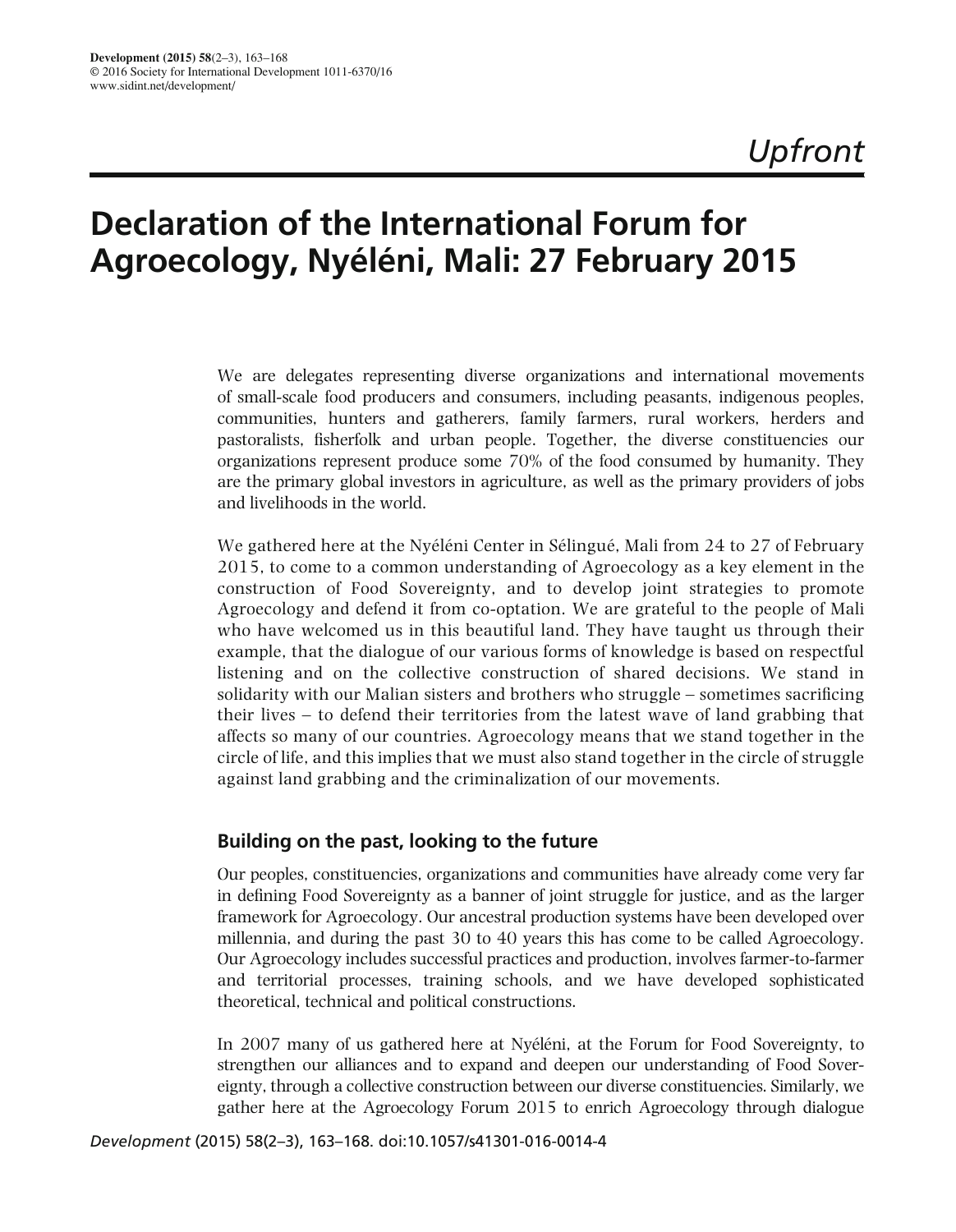*Upfront*

# Declaration of the International Forum for Agroecology, Nyéléni, Mali: 27 February 2015

We are delegates representing diverse organizations and international movements of small-scale food producers and consumers, including peasants, indigenous peoples, communities, hunters and gatherers, family farmers, rural workers, herders and pastoralists, fisherfolk and urban people. Together, the diverse constituencies our organizations represent produce some 70% of the food consumed by humanity. They are the primary global investors in agriculture, as well as the primary providers of jobs and livelihoods in the world.

We gathered here at the Nyéléni Center in Sélingué, Mali from 24 to 27 of February 2015, to come to a common understanding of Agroecology as a key element in the construction of Food Sovereignty, and to develop joint strategies to promote Agroecology and defend it from co-optation. We are grateful to the people of Mali who have welcomed us in this beautiful land. They have taught us through their example, that the dialogue of our various forms of knowledge is based on respectful listening and on the collective construction of shared decisions. We stand in solidarity with our Malian sisters and brothers who struggle – sometimes sacrificing their lives – to defend their territories from the latest wave of land grabbing that affects so many of our countries. Agroecology means that we stand together in the circle of life, and this implies that we must also stand together in the circle of struggle against land grabbing and the criminalization of our movements.

## Building on the past, looking to the future

Our peoples, constituencies, organizations and communities have already come very far in defining Food Sovereignty as a banner of joint struggle for justice, and as the larger framework for Agroecology. Our ancestral production systems have been developed over millennia, and during the past 30 to 40 years this has come to be called Agroecology. Our Agroecology includes successful practices and production, involves farmer-to-farmer and territorial processes, training schools, and we have developed sophisticated theoretical, technical and political constructions.

In 2007 many of us gathered here at Nyéléni, at the Forum for Food Sovereignty, to strengthen our alliances and to expand and deepen our understanding of Food Sovereignty, through a collective construction between our diverse constituencies. Similarly, we gather here at the Agroecology Forum 2015 to enrich Agroecology through dialogue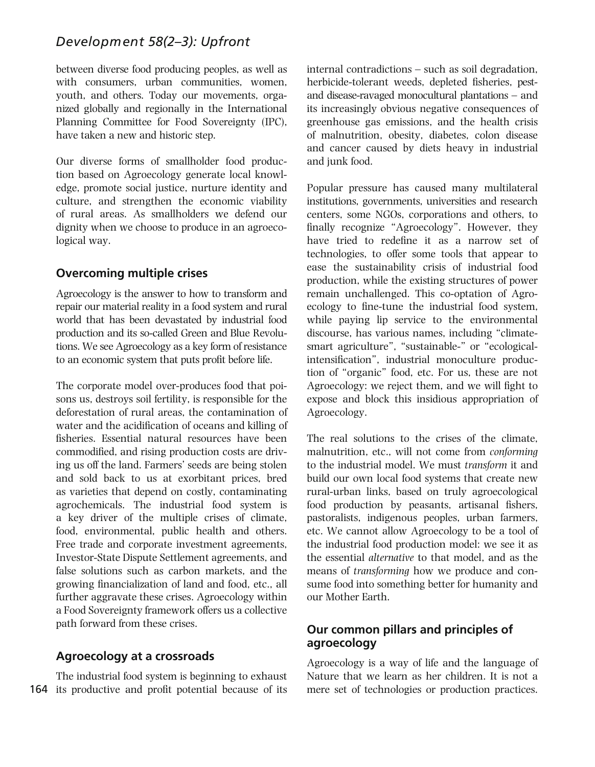between diverse food producing peoples, as well as with consumers, urban communities, women, youth, and others. Today our movements, organized globally and regionally in the International Planning Committee for Food Sovereignty (IPC), have taken a new and historic step.

Our diverse forms of smallholder food production based on Agroecology generate local knowledge, promote social justice, nurture identity and culture, and strengthen the economic viability of rural areas. As smallholders we defend our dignity when we choose to produce in an agroecological way.

## Overcoming multiple crises

Agroecology is the answer to how to transform and repair our material reality in a food system and rural world that has been devastated by industrial food production and its so-called Green and Blue Revolutions. We see Agroecology as a key form of resistance to an economic system that puts profit before life.

The corporate model over-produces food that poisons us, destroys soil fertility, is responsible for the deforestation of rural areas, the contamination of water and the acidification of oceans and killing of fisheries. Essential natural resources have been commodified, and rising production costs are driving us off the land. Farmers' seeds are being stolen and sold back to us at exorbitant prices, bred as varieties that depend on costly, contaminating agrochemicals. The industrial food system is a key driver of the multiple crises of climate, food, environmental, public health and others. Free trade and corporate investment agreements, Investor-State Dispute Settlement agreements, and false solutions such as carbon markets, and the growing financialization of land and food, etc., all further aggravate these crises. Agroecology within a Food Sovereignty framework offers us a collective path forward from these crises.

## Agroecology at a crossroads

The industrial food system is beginning to exhaust its productive and profit potential because of its internal contradictions – such as soil degradation, herbicide-tolerant weeds, depleted fisheries, pest- and disease-ravaged monocultural plantations – and its increasingly obvious negative consequences of greenhouse gas emissions, and the health crisis of malnutrition, obesity, diabetes, colon disease and cancer caused by diets heavy in industrial and junk food.

Popular pressure has caused many multilateral institutions, governments, universities and research centers, some NGOs, corporations and others, to finally recognize "Agroecology". However, they have tried to redefine it as a narrow set of technologies, to offer some tools that appear to ease the sustainability crisis of industrial food production, while the existing structures of power remain unchallenged. This co-optation of Agroecology to fine-tune the industrial food system, while paying lip service to the environmental discourse, has various names, including "climate-smart agriculture", "sustainable-" or "ecological-intensification", industrial monoculture production of "organic" food, etc. For us, these are not Agroecology: we reject them, and we will fight to expose and block this insidious appropriation of Agroecology.

The real solutions to the crises of the climate, malnutrition, etc., will not come from *conforming* to the industrial model. We must *transform* it and build our own local food systems that create new rural-urban links, based on truly agroecological food production by peasants, artisanal fishers, pastoralists, indigenous peoples, urban farmers, etc. We cannot allow Agroecology to be a tool of the industrial food production model: we see it as the essential *alternative* to that model, and as the means of *transforming* how we produce and consume food into something better for humanity and our Mother Earth.

## Our common pillars and principles of agroecology

Agroecology is a way of life and the language of Nature that we learn as her children. It is not a mere set of technologies or production practices.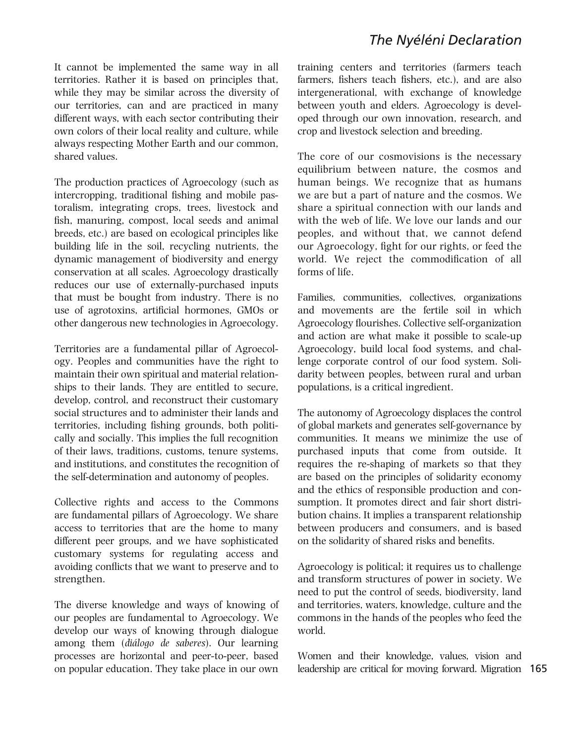It cannot be implemented the same way in all territories. Rather it is based on principles that, while they may be similar across the diversity of our territories, can and are practiced in many different ways, with each sector contributing their own colors of their local reality and culture, while always respecting Mother Earth and our common, shared values.

The production practices of Agroecology (such as intercropping, traditional fishing and mobile pastoralism, integrating crops, trees, livestock and fish, manuring, compost, local seeds and animal breeds, etc.) are based on ecological principles like building life in the soil, recycling nutrients, the dynamic management of biodiversity and energy conservation at all scales. Agroecology drastically reduces our use of externally-purchased inputs that must be bought from industry. There is no use of agrotoxins, artificial hormones, GMOs or other dangerous new technologies in Agroecology.

Territories are a fundamental pillar of Agroecology. Peoples and communities have the right to maintain their own spiritual and material relationships to their lands. They are entitled to secure, develop, control, and reconstruct their customary social structures and to administer their lands and territories, including fishing grounds, both politically and socially. This implies the full recognition of their laws, traditions, customs, tenure systems, and institutions, and constitutes the recognition of the self-determination and autonomy of peoples.

Collective rights and access to the Commons are fundamental pillars of Agroecology. We share access to territories that are the home to many different peer groups, and we have sophisticated customary systems for regulating access and avoiding conflicts that we want to preserve and to strengthen.

The diverse knowledge and ways of knowing of our peoples are fundamental to Agroecology. We develop our ways of knowing through dialogue among them (*diálogo de saberes*). Our learning processes are horizontal and peer-to-peer, based on popular education. They take place in our own training centers and territories (farmers teach farmers, fishers teach fishers, etc.), and are also intergenerational, with exchange of knowledge between youth and elders. Agroecology is developed through our own innovation, research, and crop and livestock selection and breeding.

The core of our cosmovisions is the necessary equilibrium between nature, the cosmos and human beings. We recognize that as humans we are but a part of nature and the cosmos. We share a spiritual connection with our lands and with the web of life. We love our lands and our peoples, and without that, we cannot defend our Agroecology, fight for our rights, or feed the world. We reject the commodification of all forms of life.

Families, communities, collectives, organizations and movements are the fertile soil in which Agroecology flourishes. Collective self-organization and action are what make it possible to scale-up Agroecology, build local food systems, and challenge corporate control of our food system. Solidarity between peoples, between rural and urban populations, is a critical ingredient.

The autonomy of Agroecology displaces the control of global markets and generates self-governance by communities. It means we minimize the use of purchased inputs that come from outside. It requires the re-shaping of markets so that they are based on the principles of solidarity economy and the ethics of responsible production and consumption. It promotes direct and fair short distribution chains. It implies a transparent relationship between producers and consumers, and is based on the solidarity of shared risks and benefits.

Agroecology is political; it requires us to challenge and transform structures of power in society. We need to put the control of seeds, biodiversity, land and territories, waters, knowledge, culture and the commons in the hands of the peoples who feed the world.

Women and their knowledge, values, vision and leadership are critical for moving forward. Migration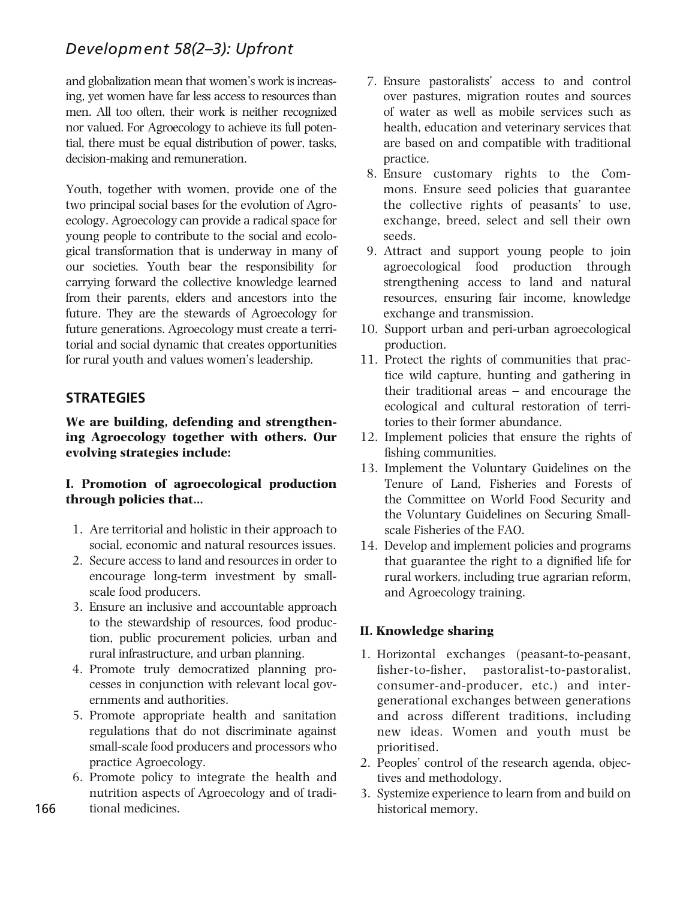and globalization mean that women's work is increasing, yet women have far less access to resources than men. All too often, their work is neither recognized nor valued. For Agroecology to achieve its full potential, there must be equal distribution of power, tasks, decision-making and remuneration.

Youth, together with women, provide one of the two principal social bases for the evolution of Agroecology. Agroecology can provide a radical space for young people to contribute to the social and ecological transformation that is underway in many of our societies. Youth bear the responsibility for carrying forward the collective knowledge learned from their parents, elders and ancestors into the future. They are the stewards of Agroecology for future generations. Agroecology must create a territorial and social dynamic that creates opportunities for rural youth and values women's leadership.

## STRATEGIES

**We are building, defending and strengthening Agroecology together with others. Our evolving strategies include:**

### I. Promotion of agroecological production through policies that...

1. Are territorial and holistic in their approach to social, economic and natural resources issues.
2. Secure access to land and resources in order to encourage long-term investment by small-scale food producers.
3. Ensure an inclusive and accountable approach to the stewardship of resources, food production, public procurement policies, urban and rural infrastructure, and urban planning.
4. Promote truly democratized planning processes in conjunction with relevant local governments and authorities.
5. Promote appropriate health and sanitation regulations that do not discriminate against small-scale food producers and processors who practice Agroecology.
6. Promote policy to integrate the health and nutrition aspects of Agroecology and of traditional medicines.
7. Ensure pastoralists' access to and control over pastures, migration routes and sources of water as well as mobile services such as health, education and veterinary services that are based on and compatible with traditional practice.
8. Ensure customary rights to the Commons. Ensure seed policies that guarantee the collective rights of peasants' to use, exchange, breed, select and sell their own seeds.
9. Attract and support young people to join agroecological food production through strengthening access to land and natural resources, ensuring fair income, knowledge exchange and transmission.
10. Support urban and peri-urban agroecological production.
11. Protect the rights of communities that practice wild capture, hunting and gathering in their traditional areas – and encourage the ecological and cultural restoration of territories to their former abundance.
12. Implement policies that ensure the rights of fishing communities.
13. Implement the Voluntary Guidelines on the Tenure of Land, Fisheries and Forests of the Committee on World Food Security and the Voluntary Guidelines on Securing Small-scale Fisheries of the FAO.
14. Develop and implement policies and programs that guarantee the right to a dignified life for rural workers, including true agrarian reform, and Agroecology training.

### II. Knowledge sharing

1. Horizontal exchanges (peasant-to-peasant, fisher-to-fisher, pastoralist-to-pastoralist, consumer-and-producer, etc.) and inter-generational exchanges between generations and across different traditions, including new ideas. Women and youth must be prioritised.
2. Peoples' control of the research agenda, objectives and methodology.
3. Systemize experience to learn from and build on historical memory.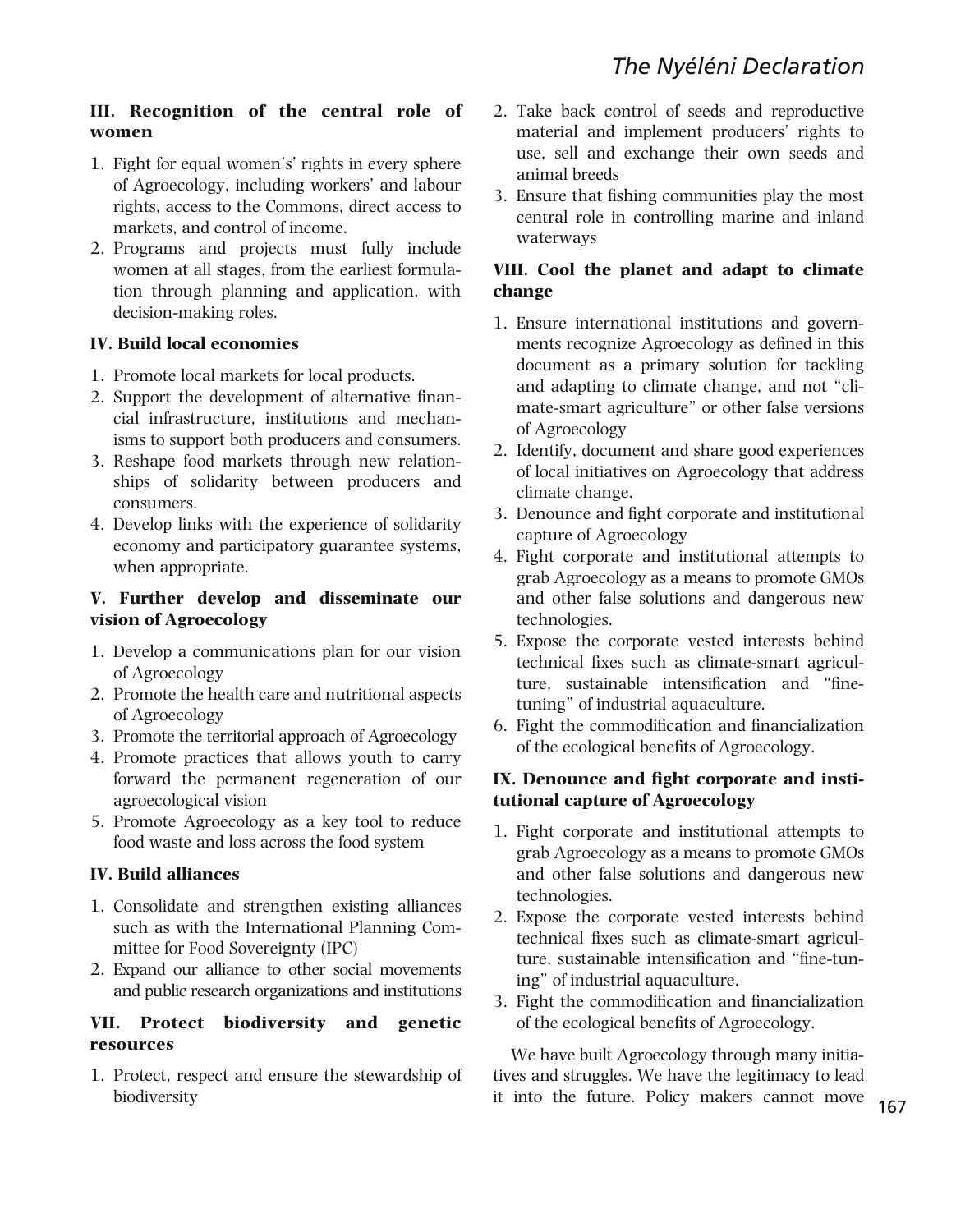### III. Recognition of the central role of women

1. Fight for equal women's' rights in every sphere of Agroecology, including workers' and labour rights, access to the Commons, direct access to markets, and control of income.
2. Programs and projects must fully include women at all stages, from the earliest formulation through planning and application, with decision-making roles.

### IV. Build local economies

1. Promote local markets for local products.
2. Support the development of alternative financial infrastructure, institutions and mechanisms to support both producers and consumers.
3. Reshape food markets through new relationships of solidarity between producers and consumers.
4. Develop links with the experience of solidarity economy and participatory guarantee systems, when appropriate.

### V. Further develop and disseminate our vision of Agroecology

1. Develop a communications plan for our vision of Agroecology
2. Promote the health care and nutritional aspects of Agroecology
3. Promote the territorial approach of Agroecology
4. Promote practices that allows youth to carry forward the permanent regeneration of our agroecological vision
5. Promote Agroecology as a key tool to reduce food waste and loss across the food system

### IV. Build alliances

1. Consolidate and strengthen existing alliances such as with the International Planning Committee for Food Sovereignty (IPC)
2. Expand our alliance to other social movements and public research organizations and institutions

### VII. Protect biodiversity and genetic resources

1. Protect, respect and ensure the stewardship of biodiversity
2. Take back control of seeds and reproductive material and implement producers' rights to use, sell and exchange their own seeds and animal breeds
3. Ensure that fishing communities play the most central role in controlling marine and inland waterways

### VIII. Cool the planet and adapt to climate change

1. Ensure international institutions and governments recognize Agroecology as defined in this document as a primary solution for tackling and adapting to climate change, and not "climate-smart agriculture" or other false versions of Agroecology
2. Identify, document and share good experiences of local initiatives on Agroecology that address climate change.
3. Denounce and fight corporate and institutional capture of Agroecology
4. Fight corporate and institutional attempts to grab Agroecology as a means to promote GMOs and other false solutions and dangerous new technologies.
5. Expose the corporate vested interests behind technical fixes such as climate-smart agriculture, sustainable intensification and "fine-tuning" of industrial aquaculture.
6. Fight the commodification and financialization of the ecological benefits of Agroecology.

### IX. Denounce and fight corporate and institutional capture of Agroecology

1. Fight corporate and institutional attempts to grab Agroecology as a means to promote GMOs and other false solutions and dangerous new technologies.
2. Expose the corporate vested interests behind technical fixes such as climate-smart agriculture, sustainable intensification and "fine-tuning" of industrial aquaculture.
3. Fight the commodification and financialization of the ecological benefits of Agroecology.

We have built Agroecology through many initiatives and struggles. We have the legitimacy to lead it into the future. Policy makers cannot move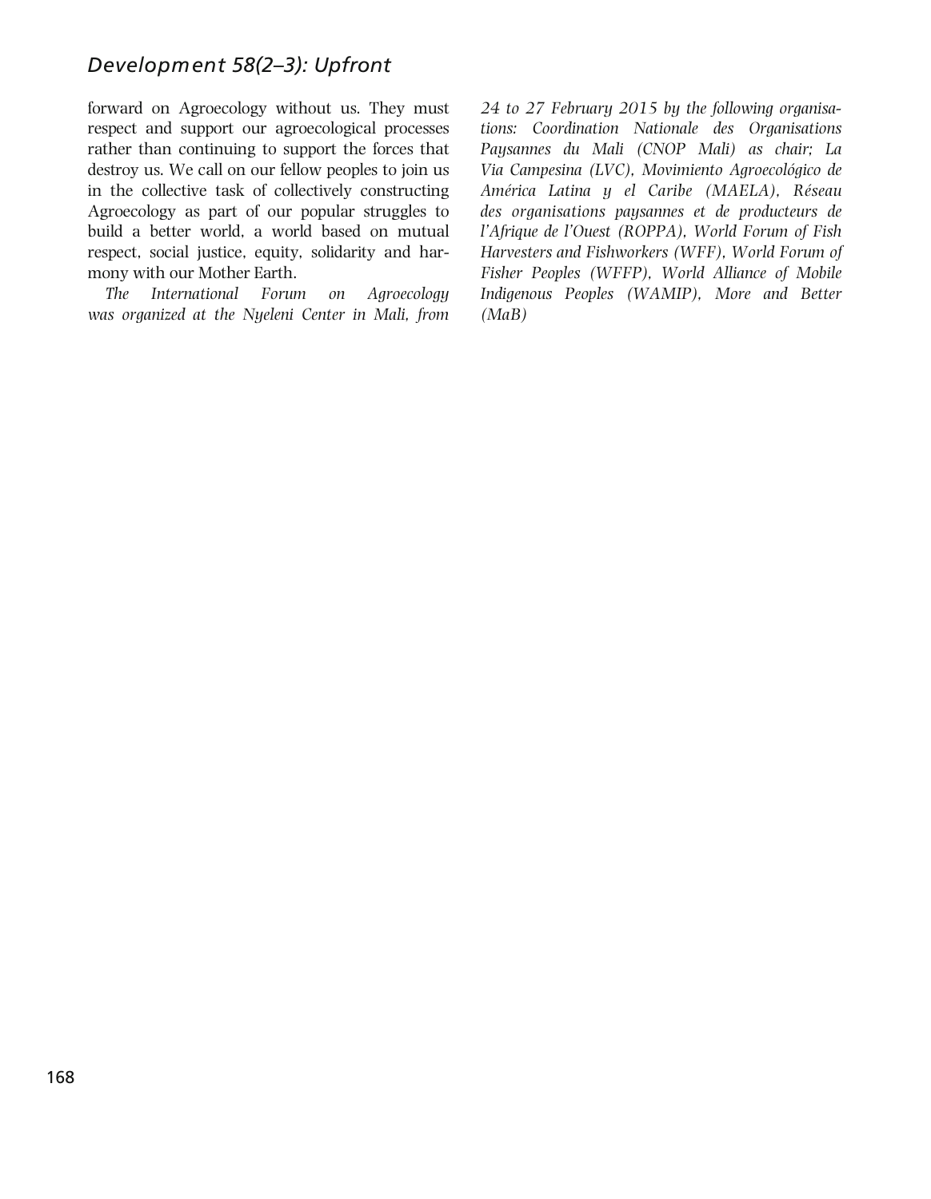forward on Agroecology without us. They must respect and support our agroecological processes rather than continuing to support the forces that destroy us. We call on our fellow peoples to join us in the collective task of collectively constructing Agroecology as part of our popular struggles to build a better world, a world based on mutual respect, social justice, equity, solidarity and harmony with our Mother Earth.

*The International Forum on Agroecology was organized at the Nyeleni Center in Mali, from 24 to 27 February 2015 by the following organisations: Coordination Nationale des Organisations Paysannes du Mali (CNOP Mali) as chair; La Via Campesina (LVC), Movimiento Agroecológico de América Latina y el Caribe (MAELA), Réseau des organisations paysannes et de producteurs de l'Afrique de l'Ouest (ROPPA), World Forum of Fish Harvesters and Fishworkers (WFF), World Forum of Fisher Peoples (WFFP), World Alliance of Mobile Indigenous Peoples (WAMIP), More and Better (MaB)*